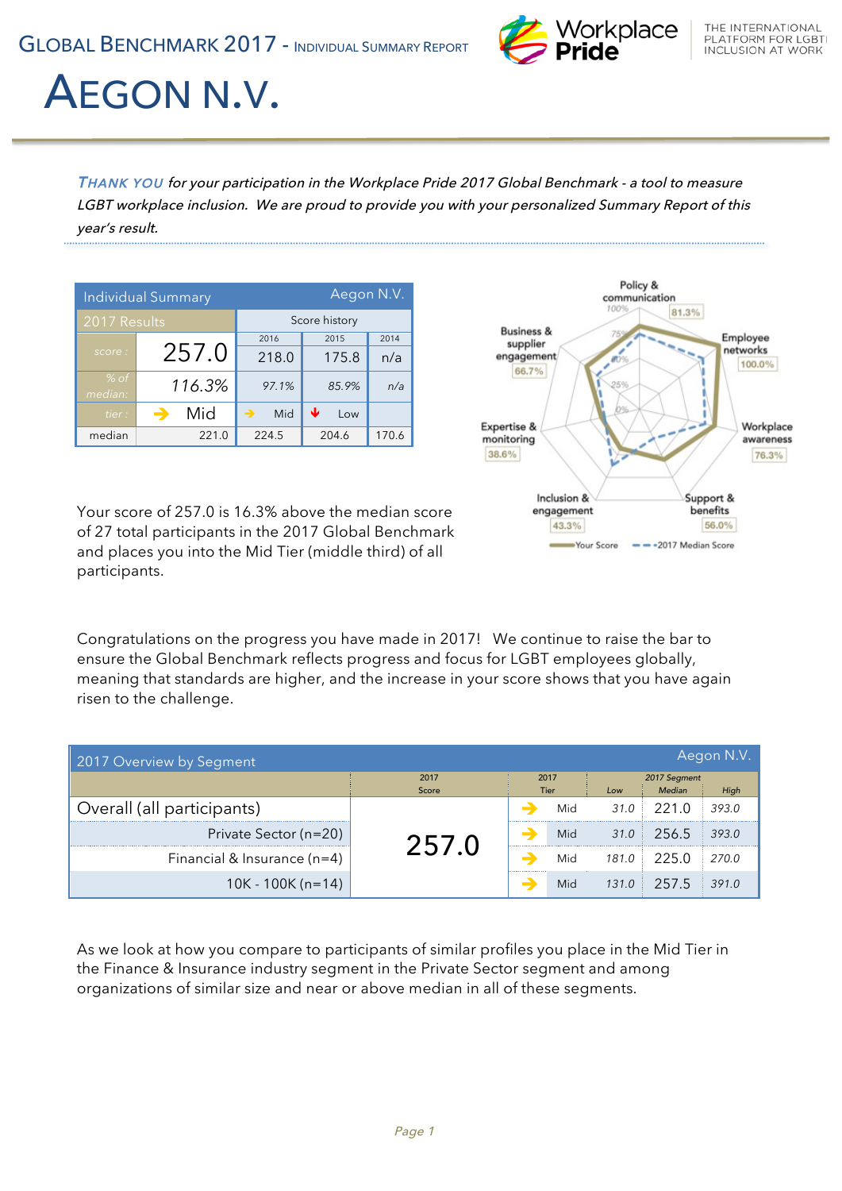GLOBAL BENCHMARK 2017 - INDIVIDUAL SUMMARY REPORT

Workplace Pride — THE INTERNATIONAL PLATFORM FOR LGBTI INCLUSION AT WORK

# AEGON N.V.

*THANK YOU for your participation in the Workplace Pride 2017 Global Benchmark - a tool to measure LGBT workplace inclusion. We are proud to provide you with your personalized Summary Report of this year's result.*

| Individual Summary | | Aegon N.V. | | |
|---|---|---|---|---|
| 2017 Results | | Score history | | |
| | | 2016 | 2015 | 2014 |
| score : | 257.0 | 218.0 | 175.8 | n/a |
| % of median: | 116.3% | 97.1% | 85.9% | n/a |
| tier : | ➔ Mid | ➔ Mid | ↓ Low | |
| median | 221.0 | 224.5 | 204.6 | 170.6 |

Policy & communication 81.3%
Employee networks 100.0%
Workplace awareness 76.3%
Support & benefits 56.0%
Inclusion & engagement 43.3%
Expertise & monitoring 38.6%
Business & supplier engagement 66.7%
100%
75%
50%
25%
0%
Your Score
2017 Median Score

Your score of 257.0 is 16.3% above the median score of 27 total participants in the 2017 Global Benchmark and places you into the Mid Tier (middle third) of all participants.

Congratulations on the progress you have made in 2017! We continue to raise the bar to ensure the Global Benchmark reflects progress and focus for LGBT employees globally, meaning that standards are higher, and the increase in your score shows that you have again risen to the challenge.

| 2017 Overview by Segment | 2017 Score | 2017 Tier | | 2017 Segment Low | 2017 Segment Median | 2017 Segment High |
|---|---|---|---|---|---|---|
| Overall (all participants) | 257.0 | ➔ | Mid | 31.0 | 221.0 | 393.0 |
| Private Sector (n=20) | 257.0 | ➔ | Mid | 31.0 | 256.5 | 393.0 |
| Financial & Insurance (n=4) | 257.0 | ➔ | Mid | 181.0 | 225.0 | 270.0 |
| 10K - 100K (n=14) | 257.0 | ➔ | Mid | 131.0 | 257.5 | 391.0 |

As we look at how you compare to participants of similar profiles you place in the Mid Tier in the Finance & Insurance industry segment in the Private Sector segment and among organizations of similar size and near or above median in all of these segments.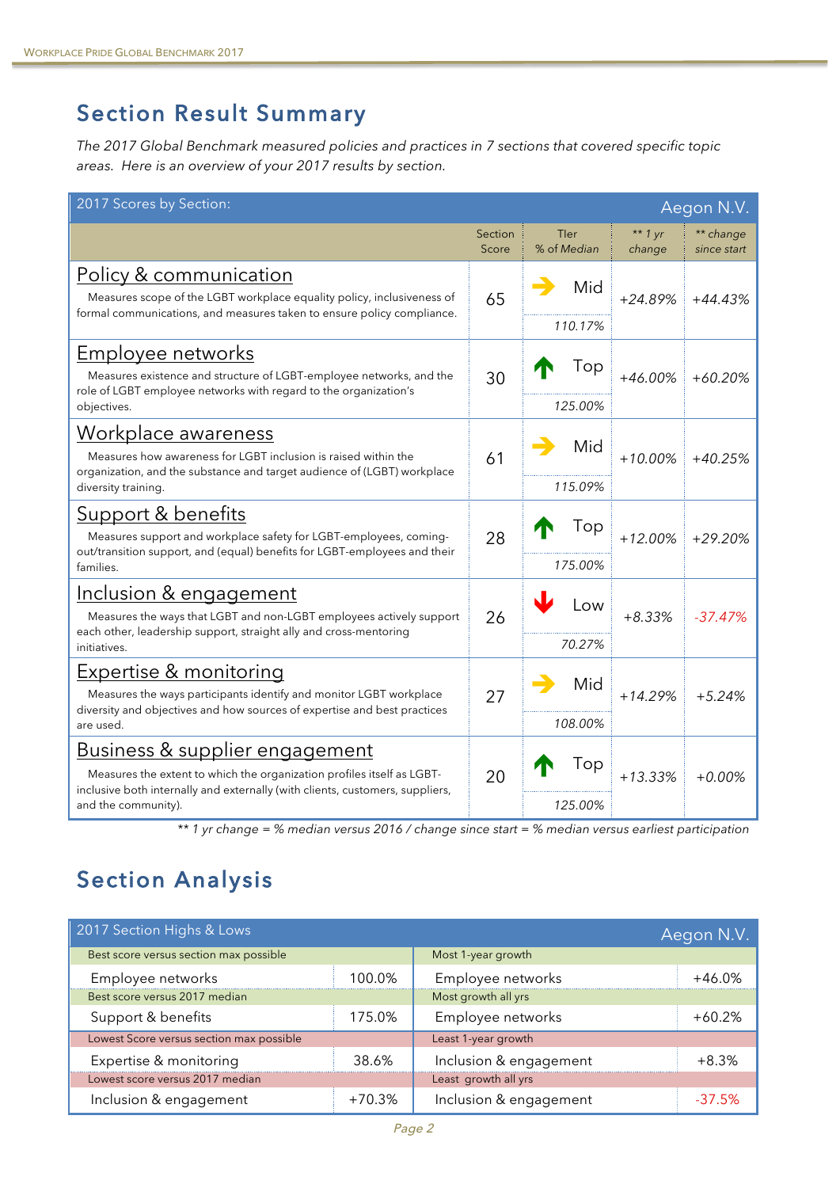## Section Result Summary

*The 2017 Global Benchmark measured policies and practices in 7 sections that covered specific topic areas. Here is an overview of your 2017 results by section.*

| 2017 Scores by Section: | | | | Aegon N.V. |
|---|---|---|---|---|
| | Section Score | Tier<br>% of Median | ** 1 yr change | ** change since start |
| **Policy & communication**<br>Measures scope of the LGBT workplace equality policy, inclusiveness of formal communications, and measures taken to ensure policy compliance. | 65 | Mid<br>110.17% | +24.89% | +44.43% |
| **Employee networks**<br>Measures existence and structure of LGBT-employee networks, and the role of LGBT employee networks with regard to the organization's objectives. | 30 | Top<br>125.00% | +46.00% | +60.20% |
| **Workplace awareness**<br>Measures how awareness for LGBT inclusion is raised within the organization, and the substance and target audience of (LGBT) workplace diversity training. | 61 | Mid<br>115.09% | +10.00% | +40.25% |
| **Support & benefits**<br>Measures support and workplace safety for LGBT-employees, coming-out/transition support, and (equal) benefits for LGBT-employees and their families. | 28 | Top<br>175.00% | +12.00% | +29.20% |
| **Inclusion & engagement**<br>Measures the ways that LGBT and non-LGBT employees actively support each other, leadership support, straight ally and cross-mentoring initiatives. | 26 | Low<br>70.27% | +8.33% | -37.47% |
| **Expertise & monitoring**<br>Measures the ways participants identify and monitor LGBT workplace diversity and objectives and how sources of expertise and best practices are used. | 27 | Mid<br>108.00% | +14.29% | +5.24% |
| **Business & supplier engagement**<br>Measures the extent to which the organization profiles itself as LGBT-inclusive both internally and externally (with clients, customers, suppliers, and the community). | 20 | Top<br>125.00% | +13.33% | +0.00% |

*\*\* 1 yr change = % median versus 2016 / change since start = % median versus earliest participation*

## Section Analysis

| 2017 Section Highs & Lows | | | Aegon N.V. |
|---|---|---|---|
| Best score versus section max possible | | Most 1-year growth | |
| Employee networks | 100.0% | Employee networks | +46.0% |
| Best score versus 2017 median | | Most growth all yrs | |
| Support & benefits | 175.0% | Employee networks | +60.2% |
| Lowest Score versus section max possible | | Least 1-year growth | |
| Expertise & monitoring | 38.6% | Inclusion & engagement | +8.3% |
| Lowest score versus 2017 median | | Least growth all yrs | |
| Inclusion & engagement | +70.3% | Inclusion & engagement | -37.5% |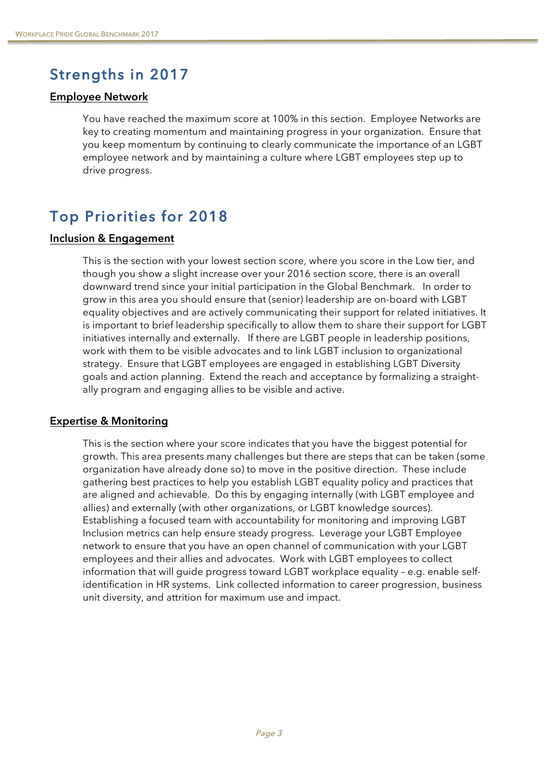## Strengths in 2017

### Employee Network

You have reached the maximum score at 100% in this section. Employee Networks are key to creating momentum and maintaining progress in your organization. Ensure that you keep momentum by continuing to clearly communicate the importance of an LGBT employee network and by maintaining a culture where LGBT employees step up to drive progress.

## Top Priorities for 2018

### Inclusion & Engagement

This is the section with your lowest section score, where you score in the Low tier, and though you show a slight increase over your 2016 section score, there is an overall downward trend since your initial participation in the Global Benchmark. In order to grow in this area you should ensure that (senior) leadership are on-board with LGBT equality objectives and are actively communicating their support for related initiatives. It is important to brief leadership specifically to allow them to share their support for LGBT initiatives internally and externally. If there are LGBT people in leadership positions, work with them to be visible advocates and to link LGBT inclusion to organizational strategy. Ensure that LGBT employees are engaged in establishing LGBT Diversity goals and action planning. Extend the reach and acceptance by formalizing a straight-ally program and engaging allies to be visible and active.

### Expertise & Monitoring

This is the section where your score indicates that you have the biggest potential for growth. This area presents many challenges but there are steps that can be taken (some organization have already done so) to move in the positive direction. These include gathering best practices to help you establish LGBT equality policy and practices that are aligned and achievable. Do this by engaging internally (with LGBT employee and allies) and externally (with other organizations, or LGBT knowledge sources). Establishing a focused team with accountability for monitoring and improving LGBT Inclusion metrics can help ensure steady progress. Leverage your LGBT Employee network to ensure that you have an open channel of communication with your LGBT employees and their allies and advocates. Work with LGBT employees to collect information that will guide progress toward LGBT workplace equality – e.g. enable self-identification in HR systems. Link collected information to career progression, business unit diversity, and attrition for maximum use and impact.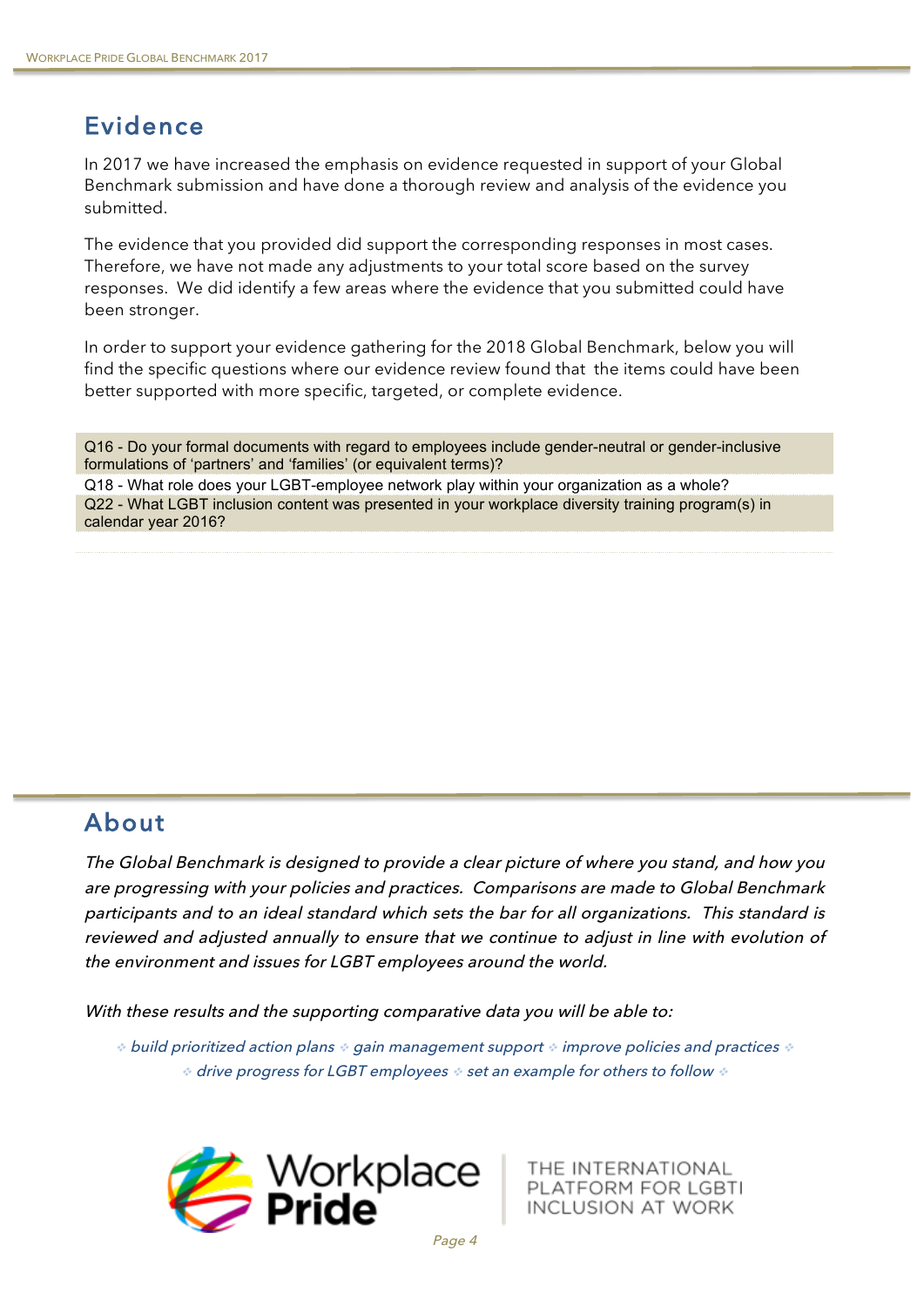## Evidence

In 2017 we have increased the emphasis on evidence requested in support of your Global Benchmark submission and have done a thorough review and analysis of the evidence you submitted.

The evidence that you provided did support the corresponding responses in most cases. Therefore, we have not made any adjustments to your total score based on the survey responses. We did identify a few areas where the evidence that you submitted could have been stronger.

In order to support your evidence gathering for the 2018 Global Benchmark, below you will find the specific questions where our evidence review found that the items could have been better supported with more specific, targeted, or complete evidence.

| |
|---|
| Q16 - Do your formal documents with regard to employees include gender-neutral or gender-inclusive formulations of 'partners' and 'families' (or equivalent terms)? |
| Q18 - What role does your LGBT-employee network play within your organization as a whole? |
| Q22 - What LGBT inclusion content was presented in your workplace diversity training program(s) in calendar year 2016? |

## About

*The Global Benchmark is designed to provide a clear picture of where you stand, and how you are progressing with your policies and practices. Comparisons are made to Global Benchmark participants and to an ideal standard which sets the bar for all organizations. This standard is reviewed and adjusted annually to ensure that we continue to adjust in line with evolution of the environment and issues for LGBT employees around the world.*

*With these results and the supporting comparative data you will be able to:*

*build prioritized action plans* ✧ *gain management support* ✧ *improve policies and practices* ✧ *drive progress for LGBT employees* ✧ *set an example for others to follow*

Workplace Pride

THE INTERNATIONAL PLATFORM FOR LGBTI INCLUSION AT WORK